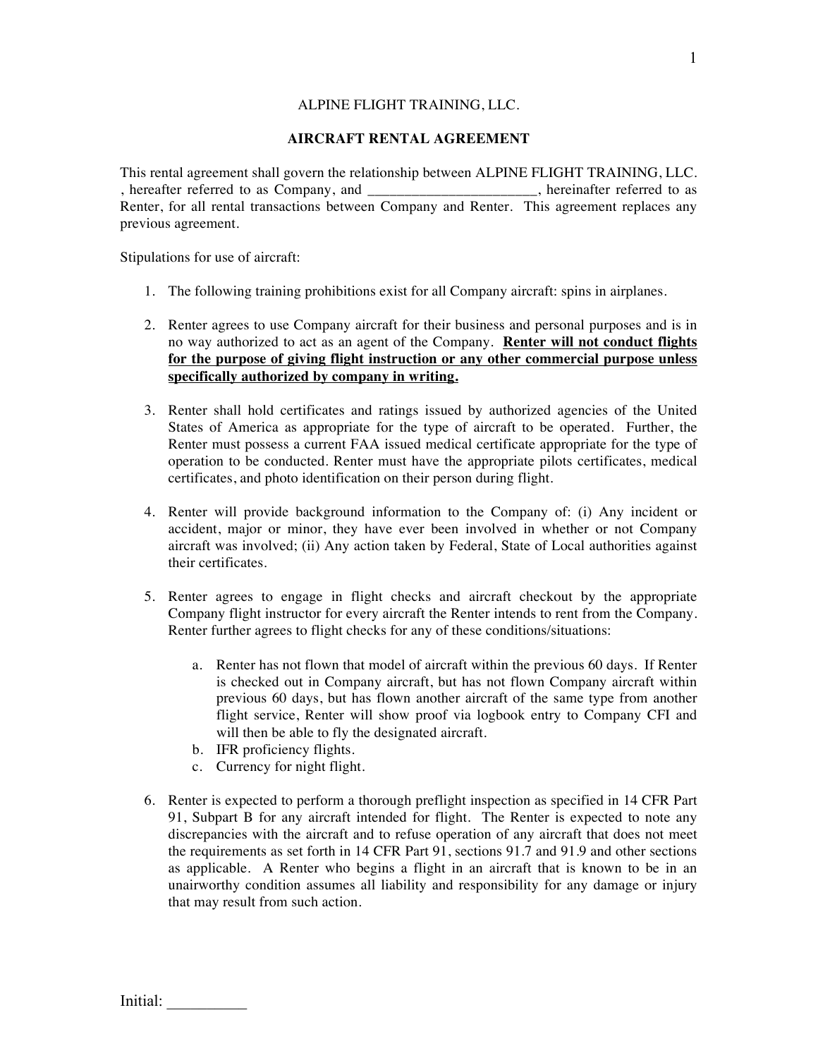ALPINE FLIGHT TRAINING, LLC.

## AIRCRAFT RENTAL AGREEMENT

This rental agreement shall govern the relationship between ALPINE FLIGHT TRAINING, LLC. , hereafter referred to as Company, and _______________________, hereinafter referred to as Renter, for all rental transactions between Company and Renter. This agreement replaces any previous agreement.

Stipulations for use of aircraft:

1. The following training prohibitions exist for all Company aircraft: spins in airplanes.

2. Renter agrees to use Company aircraft for their business and personal purposes and is in no way authorized to act as an agent of the Company. <u>**Renter will not conduct flights for the purpose of giving flight instruction or any other commercial purpose unless specifically authorized by company in writing.**</u>

3. Renter shall hold certificates and ratings issued by authorized agencies of the United States of America as appropriate for the type of aircraft to be operated. Further, the Renter must possess a current FAA issued medical certificate appropriate for the type of operation to be conducted. Renter must have the appropriate pilots certificates, medical certificates, and photo identification on their person during flight.

4. Renter will provide background information to the Company of: (i) Any incident or accident, major or minor, they have ever been involved in whether or not Company aircraft was involved; (ii) Any action taken by Federal, State of Local authorities against their certificates.

5. Renter agrees to engage in flight checks and aircraft checkout by the appropriate Company flight instructor for every aircraft the Renter intends to rent from the Company. Renter further agrees to flight checks for any of these conditions/situations:

   a. Renter has not flown that model of aircraft within the previous 60 days. If Renter is checked out in Company aircraft, but has not flown Company aircraft within previous 60 days, but has flown another aircraft of the same type from another flight service, Renter will show proof via logbook entry to Company CFI and will then be able to fly the designated aircraft.
   b. IFR proficiency flights.
   c. Currency for night flight.

6. Renter is expected to perform a thorough preflight inspection as specified in 14 CFR Part 91, Subpart B for any aircraft intended for flight. The Renter is expected to note any discrepancies with the aircraft and to refuse operation of any aircraft that does not meet the requirements as set forth in 14 CFR Part 91, sections 91.7 and 91.9 and other sections as applicable. A Renter who begins a flight in an aircraft that is known to be in an unairworthy condition assumes all liability and responsibility for any damage or injury that may result from such action.

Initial: __________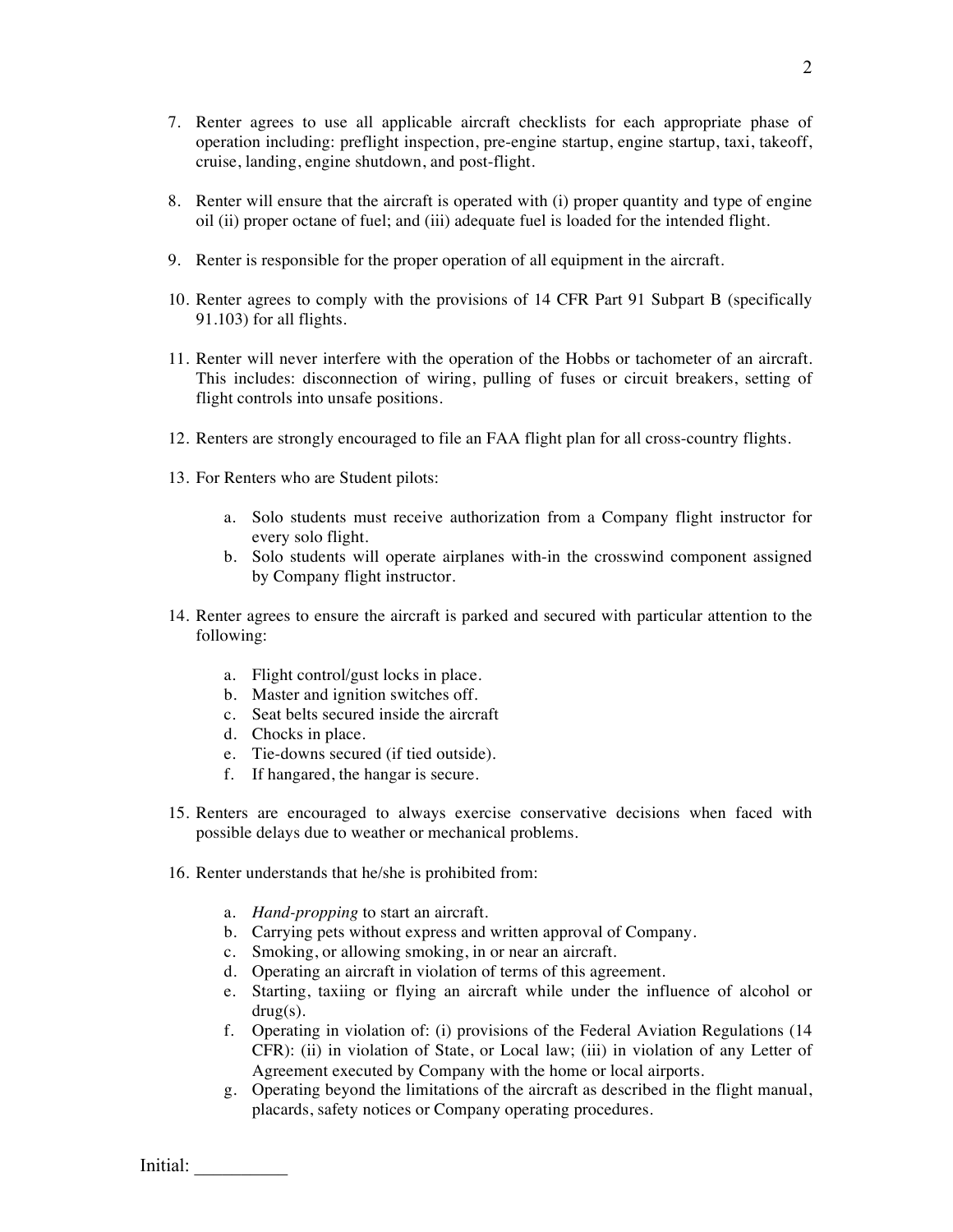7. Renter agrees to use all applicable aircraft checklists for each appropriate phase of operation including: preflight inspection, pre-engine startup, engine startup, taxi, takeoff, cruise, landing, engine shutdown, and post-flight.

8. Renter will ensure that the aircraft is operated with (i) proper quantity and type of engine oil (ii) proper octane of fuel; and (iii) adequate fuel is loaded for the intended flight.

9. Renter is responsible for the proper operation of all equipment in the aircraft.

10. Renter agrees to comply with the provisions of 14 CFR Part 91 Subpart B (specifically 91.103) for all flights.

11. Renter will never interfere with the operation of the Hobbs or tachometer of an aircraft. This includes: disconnection of wiring, pulling of fuses or circuit breakers, setting of flight controls into unsafe positions.

12. Renters are strongly encouraged to file an FAA flight plan for all cross-country flights.

13. For Renters who are Student pilots:

    a. Solo students must receive authorization from a Company flight instructor for every solo flight.
    b. Solo students will operate airplanes with-in the crosswind component assigned by Company flight instructor.

14. Renter agrees to ensure the aircraft is parked and secured with particular attention to the following:

    a. Flight control/gust locks in place.
    b. Master and ignition switches off.
    c. Seat belts secured inside the aircraft
    d. Chocks in place.
    e. Tie-downs secured (if tied outside).
    f. If hangared, the hangar is secure.

15. Renters are encouraged to always exercise conservative decisions when faced with possible delays due to weather or mechanical problems.

16. Renter understands that he/she is prohibited from:

    a. *Hand-propping* to start an aircraft.
    b. Carrying pets without express and written approval of Company.
    c. Smoking, or allowing smoking, in or near an aircraft.
    d. Operating an aircraft in violation of terms of this agreement.
    e. Starting, taxiing or flying an aircraft while under the influence of alcohol or drug(s).
    f. Operating in violation of: (i) provisions of the Federal Aviation Regulations (14 CFR): (ii) in violation of State, or Local law; (iii) in violation of any Letter of Agreement executed by Company with the home or local airports.
    g. Operating beyond the limitations of the aircraft as described in the flight manual, placards, safety notices or Company operating procedures.

Initial: __________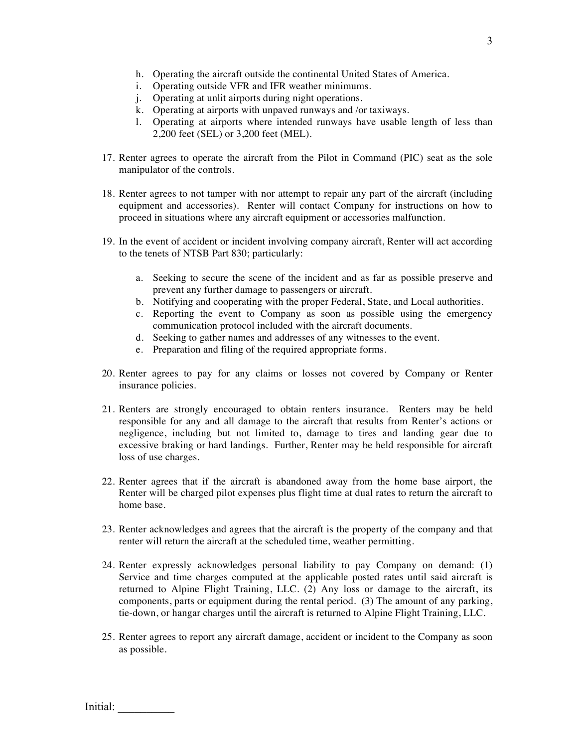h. Operating the aircraft outside the continental United States of America.
   i. Operating outside VFR and IFR weather minimums.
   j. Operating at unlit airports during night operations.
   k. Operating at airports with unpaved runways and /or taxiways.
   l. Operating at airports where intended runways have usable length of less than 2,200 feet (SEL) or 3,200 feet (MEL).

17. Renter agrees to operate the aircraft from the Pilot in Command (PIC) seat as the sole manipulator of the controls.

18. Renter agrees to not tamper with nor attempt to repair any part of the aircraft (including equipment and accessories). Renter will contact Company for instructions on how to proceed in situations where any aircraft equipment or accessories malfunction.

19. In the event of accident or incident involving company aircraft, Renter will act according to the tenets of NTSB Part 830; particularly:

    a. Seeking to secure the scene of the incident and as far as possible preserve and prevent any further damage to passengers or aircraft.
    b. Notifying and cooperating with the proper Federal, State, and Local authorities.
    c. Reporting the event to Company as soon as possible using the emergency communication protocol included with the aircraft documents.
    d. Seeking to gather names and addresses of any witnesses to the event.
    e. Preparation and filing of the required appropriate forms.

20. Renter agrees to pay for any claims or losses not covered by Company or Renter insurance policies.

21. Renters are strongly encouraged to obtain renters insurance. Renters may be held responsible for any and all damage to the aircraft that results from Renter's actions or negligence, including but not limited to, damage to tires and landing gear due to excessive braking or hard landings. Further, Renter may be held responsible for aircraft loss of use charges.

22. Renter agrees that if the aircraft is abandoned away from the home base airport, the Renter will be charged pilot expenses plus flight time at dual rates to return the aircraft to home base.

23. Renter acknowledges and agrees that the aircraft is the property of the company and that renter will return the aircraft at the scheduled time, weather permitting.

24. Renter expressly acknowledges personal liability to pay Company on demand: (1) Service and time charges computed at the applicable posted rates until said aircraft is returned to Alpine Flight Training, LLC. (2) Any loss or damage to the aircraft, its components, parts or equipment during the rental period. (3) The amount of any parking, tie-down, or hangar charges until the aircraft is returned to Alpine Flight Training, LLC.

25. Renter agrees to report any aircraft damage, accident or incident to the Company as soon as possible.

Initial: __________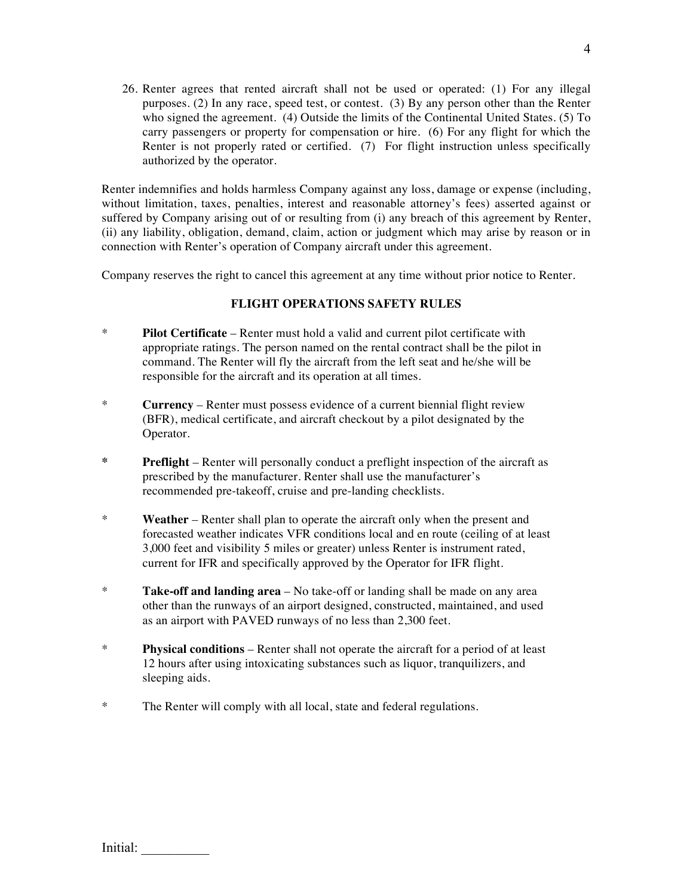26. Renter agrees that rented aircraft shall not be used or operated: (1) For any illegal purposes. (2) In any race, speed test, or contest. (3) By any person other than the Renter who signed the agreement. (4) Outside the limits of the Continental United States. (5) To carry passengers or property for compensation or hire. (6) For any flight for which the Renter is not properly rated or certified. (7) For flight instruction unless specifically authorized by the operator.

Renter indemnifies and holds harmless Company against any loss, damage or expense (including, without limitation, taxes, penalties, interest and reasonable attorney's fees) asserted against or suffered by Company arising out of or resulting from (i) any breach of this agreement by Renter, (ii) any liability, obligation, demand, claim, action or judgment which may arise by reason or in connection with Renter's operation of Company aircraft under this agreement.

Company reserves the right to cancel this agreement at any time without prior notice to Renter.

**FLIGHT OPERATIONS SAFETY RULES**

- **Pilot Certificate** – Renter must hold a valid and current pilot certificate with appropriate ratings. The person named on the rental contract shall be the pilot in command. The Renter will fly the aircraft from the left seat and he/she will be responsible for the aircraft and its operation at all times.

- **Currency** – Renter must possess evidence of a current biennial flight review (BFR), medical certificate, and aircraft checkout by a pilot designated by the Operator.

- **Preflight** – Renter will personally conduct a preflight inspection of the aircraft as prescribed by the manufacturer. Renter shall use the manufacturer's recommended pre-takeoff, cruise and pre-landing checklists.

- **Weather** – Renter shall plan to operate the aircraft only when the present and forecasted weather indicates VFR conditions local and en route (ceiling of at least 3,000 feet and visibility 5 miles or greater) unless Renter is instrument rated, current for IFR and specifically approved by the Operator for IFR flight.

- **Take-off and landing area** – No take-off or landing shall be made on any area other than the runways of an airport designed, constructed, maintained, and used as an airport with PAVED runways of no less than 2,300 feet.

- **Physical conditions** – Renter shall not operate the aircraft for a period of at least 12 hours after using intoxicating substances such as liquor, tranquilizers, and sleeping aids.

- The Renter will comply with all local, state and federal regulations.

Initial: __________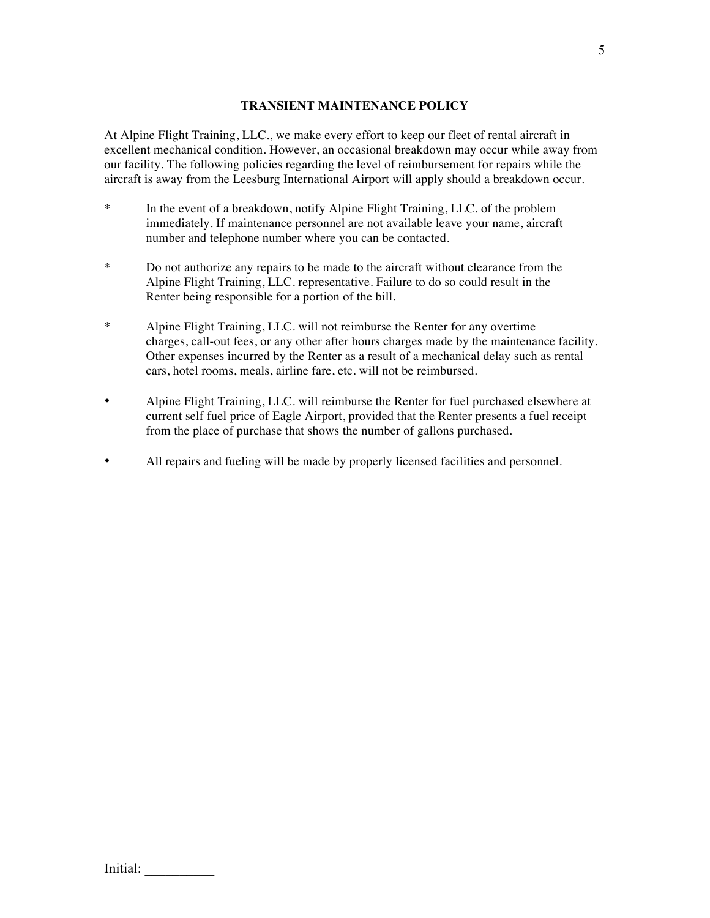## TRANSIENT MAINTENANCE POLICY

At Alpine Flight Training, LLC., we make every effort to keep our fleet of rental aircraft in excellent mechanical condition. However, an occasional breakdown may occur while away from our facility. The following policies regarding the level of reimbursement for repairs while the aircraft is away from the Leesburg International Airport will apply should a breakdown occur.

- In the event of a breakdown, notify Alpine Flight Training, LLC. of the problem immediately. If maintenance personnel are not available leave your name, aircraft number and telephone number where you can be contacted.

- Do not authorize any repairs to be made to the aircraft without clearance from the Alpine Flight Training, LLC. representative. Failure to do so could result in the Renter being responsible for a portion of the bill.

- Alpine Flight Training, LLC. will not reimburse the Renter for any overtime charges, call-out fees, or any other after hours charges made by the maintenance facility. Other expenses incurred by the Renter as a result of a mechanical delay such as rental cars, hotel rooms, meals, airline fare, etc. will not be reimbursed.

- Alpine Flight Training, LLC. will reimburse the Renter for fuel purchased elsewhere at current self fuel price of Eagle Airport, provided that the Renter presents a fuel receipt from the place of purchase that shows the number of gallons purchased.

- All repairs and fueling will be made by properly licensed facilities and personnel.

Initial: __________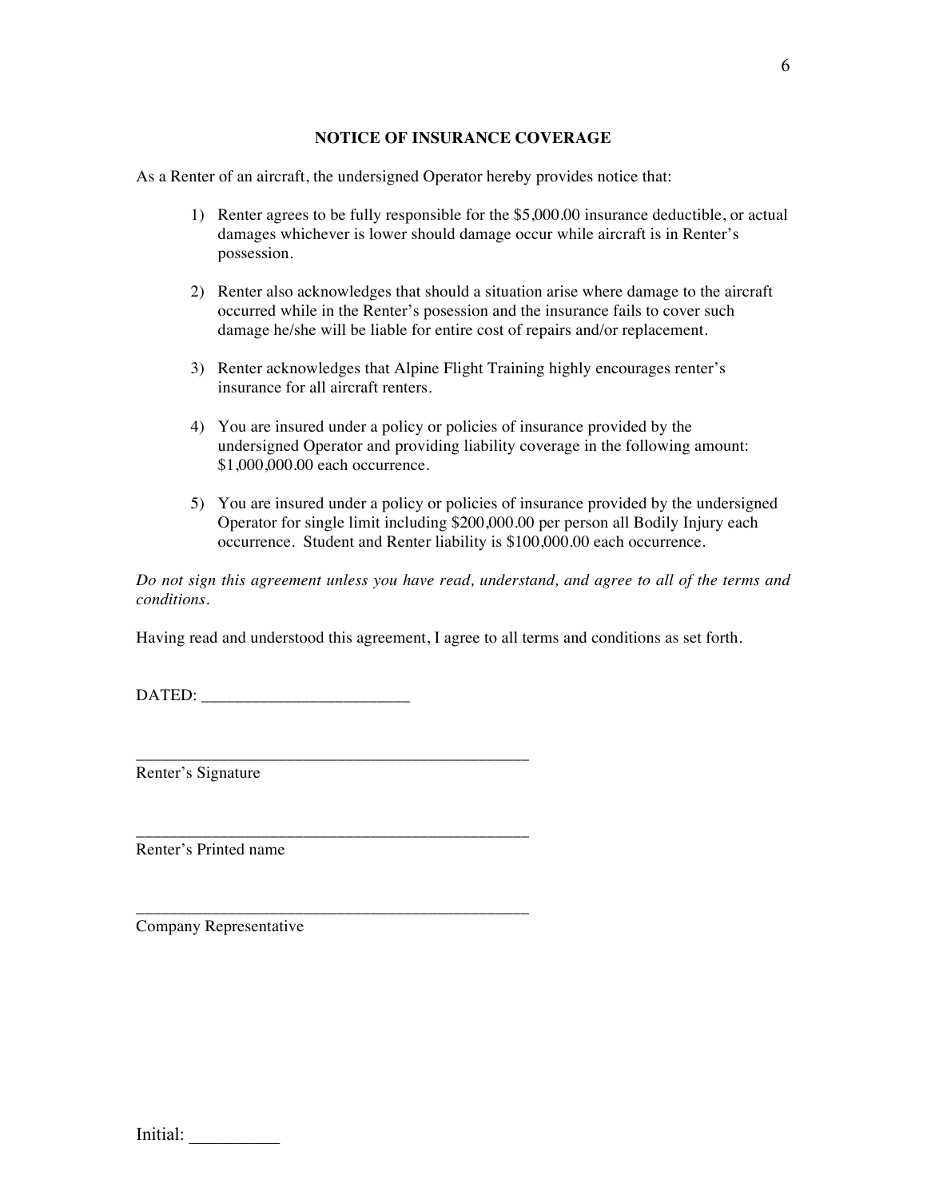## NOTICE OF INSURANCE COVERAGE

As a Renter of an aircraft, the undersigned Operator hereby provides notice that:

1) Renter agrees to be fully responsible for the $5,000.00 insurance deductible, or actual damages whichever is lower should damage occur while aircraft is in Renter's possession.

2) Renter also acknowledges that should a situation arise where damage to the aircraft occurred while in the Renter's posession and the insurance fails to cover such damage he/she will be liable for entire cost of repairs and/or replacement.

3) Renter acknowledges that Alpine Flight Training highly encourages renter's insurance for all aircraft renters.

4) You are insured under a policy or policies of insurance provided by the undersigned Operator and providing liability coverage in the following amount: $1,000,000.00 each occurrence.

5) You are insured under a policy or policies of insurance provided by the undersigned Operator for single limit including $200,000.00 per person all Bodily Injury each occurrence. Student and Renter liability is $100,000.00 each occurrence.

*Do not sign this agreement unless you have read, understand, and agree to all of the terms and conditions.*

Having read and understood this agreement, I agree to all terms and conditions as set forth.

DATED: ________________________

_______________________________________________
Renter's Signature

_______________________________________________
Renter's Printed name

_______________________________________________
Company Representative

Initial: __________